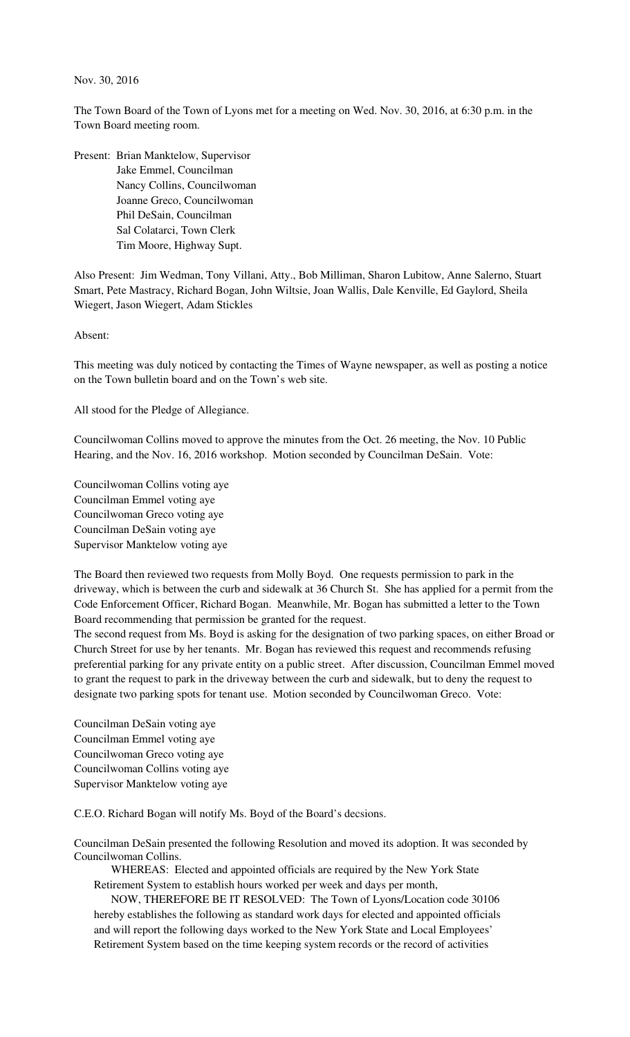Nov. 30, 2016

The Town Board of the Town of Lyons met for a meeting on Wed. Nov. 30, 2016, at 6:30 p.m. in the Town Board meeting room.

Present: Brian Manktelow, Supervisor
Jake Emmel, Councilman
Nancy Collins, Councilwoman
Joanne Greco, Councilwoman
Phil DeSain, Councilman
Sal Colatarci, Town Clerk
Tim Moore, Highway Supt.

Also Present: Jim Wedman, Tony Villani, Atty., Bob Milliman, Sharon Lubitow, Anne Salerno, Stuart Smart, Pete Mastracy, Richard Bogan, John Wiltsie, Joan Wallis, Dale Kenville, Ed Gaylord, Sheila Wiegert, Jason Wiegert, Adam Stickles

Absent:

This meeting was duly noticed by contacting the Times of Wayne newspaper, as well as posting a notice on the Town bulletin board and on the Town's web site.

All stood for the Pledge of Allegiance.

Councilwoman Collins moved to approve the minutes from the Oct. 26 meeting, the Nov. 10 Public Hearing, and the Nov. 16, 2016 workshop. Motion seconded by Councilman DeSain. Vote:

Councilwoman Collins voting aye
Councilman Emmel voting aye
Councilwoman Greco voting aye
Councilman DeSain voting aye
Supervisor Manktelow voting aye

The Board then reviewed two requests from Molly Boyd. One requests permission to park in the driveway, which is between the curb and sidewalk at 36 Church St. She has applied for a permit from the Code Enforcement Officer, Richard Bogan. Meanwhile, Mr. Bogan has submitted a letter to the Town Board recommending that permission be granted for the request.
The second request from Ms. Boyd is asking for the designation of two parking spaces, on either Broad or Church Street for use by her tenants. Mr. Bogan has reviewed this request and recommends refusing preferential parking for any private entity on a public street. After discussion, Councilman Emmel moved to grant the request to park in the driveway between the curb and sidewalk, but to deny the request to designate two parking spots for tenant use. Motion seconded by Councilwoman Greco. Vote:

Councilman DeSain voting aye
Councilman Emmel voting aye
Councilwoman Greco voting aye
Councilwoman Collins voting aye
Supervisor Manktelow voting aye

C.E.O. Richard Bogan will notify Ms. Boyd of the Board's decsions.

Councilman DeSain presented the following Resolution and moved its adoption. It was seconded by Councilwoman Collins.

WHEREAS: Elected and appointed officials are required by the New York State Retirement System to establish hours worked per week and days per month,

NOW, THEREFORE BE IT RESOLVED: The Town of Lyons/Location code 30106 hereby establishes the following as standard work days for elected and appointed officials and will report the following days worked to the New York State and Local Employees' Retirement System based on the time keeping system records or the record of activities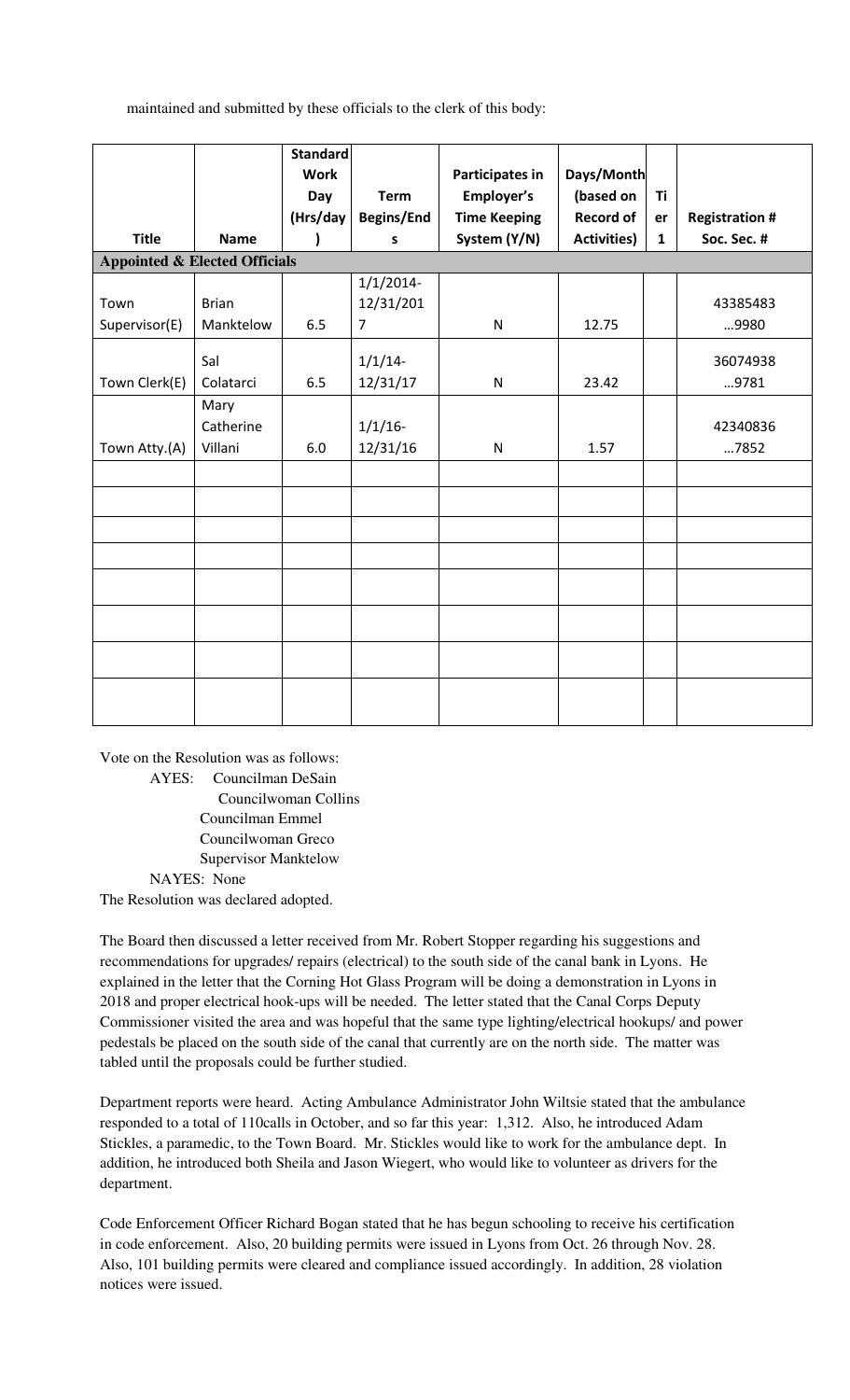maintained and submitted by these officials to the clerk of this body:

| Title | Name | Standard Work Day (Hrs/day) | Term Begins/Ends | Participates in Employer's Time Keeping System (Y/N) | Days/Month (based on Record of Activities) | Tier 1 | Registration # Soc. Sec. # |
|---|---|---|---|---|---|---|---|
| **Appointed & Elected Officials** | | | | | | | |
| Town Supervisor(E) | Brian Manktelow | 6.5 | 1/1/2014-12/31/2017 | N | 12.75 | | 43385483 …9980 |
| Town Clerk(E) | Sal Colatarci | 6.5 | 1/1/14-12/31/17 | N | 23.42 | | 36074938 …9781 |
| Town Atty.(A) | Mary Catherine Villani | 6.0 | 1/1/16-12/31/16 | N | 1.57 | | 42340836 …7852 |
| | | | | | | | |
| | | | | | | | |
| | | | | | | | |
| | | | | | | | |
| | | | | | | | |
| | | | | | | | |
| | | | | | | | |
| | | | | | | | |

Vote on the Resolution was as follows:

AYES: Councilman DeSain
Councilwoman Collins
Councilman Emmel
Councilwoman Greco
Supervisor Manktelow

NAYES: None

The Resolution was declared adopted.

The Board then discussed a letter received from Mr. Robert Stopper regarding his suggestions and recommendations for upgrades/ repairs (electrical) to the south side of the canal bank in Lyons. He explained in the letter that the Corning Hot Glass Program will be doing a demonstration in Lyons in 2018 and proper electrical hook-ups will be needed. The letter stated that the Canal Corps Deputy Commissioner visited the area and was hopeful that the same type lighting/electrical hookups/ and power pedestals be placed on the south side of the canal that currently are on the north side. The matter was tabled until the proposals could be further studied.

Department reports were heard. Acting Ambulance Administrator John Wiltsie stated that the ambulance responded to a total of 110calls in October, and so far this year: 1,312. Also, he introduced Adam Stickles, a paramedic, to the Town Board. Mr. Stickles would like to work for the ambulance dept. In addition, he introduced both Sheila and Jason Wiegert, who would like to volunteer as drivers for the department.

Code Enforcement Officer Richard Bogan stated that he has begun schooling to receive his certification in code enforcement. Also, 20 building permits were issued in Lyons from Oct. 26 through Nov. 28. Also, 101 building permits were cleared and compliance issued accordingly. In addition, 28 violation notices were issued.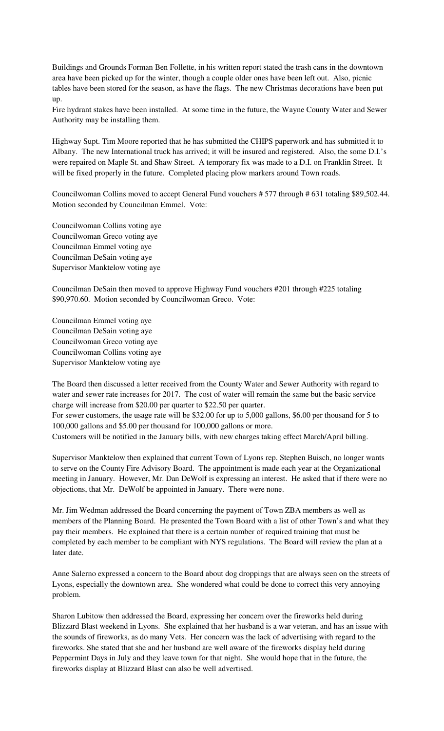Buildings and Grounds Forman Ben Follette, in his written report stated the trash cans in the downtown area have been picked up for the winter, though a couple older ones have been left out. Also, picnic tables have been stored for the season, as have the flags. The new Christmas decorations have been put up.

Fire hydrant stakes have been installed. At some time in the future, the Wayne County Water and Sewer Authority may be installing them.

Highway Supt. Tim Moore reported that he has submitted the CHIPS paperwork and has submitted it to Albany. The new International truck has arrived; it will be insured and registered. Also, the some D.I.'s were repaired on Maple St. and Shaw Street. A temporary fix was made to a D.I. on Franklin Street. It will be fixed properly in the future. Completed placing plow markers around Town roads.

Councilwoman Collins moved to accept General Fund vouchers # 577 through # 631 totaling $89,502.44. Motion seconded by Councilman Emmel. Vote:

Councilwoman Collins voting aye
Councilwoman Greco voting aye
Councilman Emmel voting aye
Councilman DeSain voting aye
Supervisor Manktelow voting aye

Councilman DeSain then moved to approve Highway Fund vouchers #201 through #225 totaling $90,970.60. Motion seconded by Councilwoman Greco. Vote:

Councilman Emmel voting aye
Councilman DeSain voting aye
Councilwoman Greco voting aye
Councilwoman Collins voting aye
Supervisor Manktelow voting aye

The Board then discussed a letter received from the County Water and Sewer Authority with regard to water and sewer rate increases for 2017. The cost of water will remain the same but the basic service charge will increase from $20.00 per quarter to $22.50 per quarter.

For sewer customers, the usage rate will be $32.00 for up to 5,000 gallons, $6.00 per thousand for 5 to 100,000 gallons and $5.00 per thousand for 100,000 gallons or more.

Customers will be notified in the January bills, with new charges taking effect March/April billing.

Supervisor Manktelow then explained that current Town of Lyons rep. Stephen Buisch, no longer wants to serve on the County Fire Advisory Board. The appointment is made each year at the Organizational meeting in January. However, Mr. Dan DeWolf is expressing an interest. He asked that if there were no objections, that Mr. DeWolf be appointed in January. There were none.

Mr. Jim Wedman addressed the Board concerning the payment of Town ZBA members as well as members of the Planning Board. He presented the Town Board with a list of other Town's and what they pay their members. He explained that there is a certain number of required training that must be completed by each member to be compliant with NYS regulations. The Board will review the plan at a later date.

Anne Salerno expressed a concern to the Board about dog droppings that are always seen on the streets of Lyons, especially the downtown area. She wondered what could be done to correct this very annoying problem.

Sharon Lubitow then addressed the Board, expressing her concern over the fireworks held during Blizzard Blast weekend in Lyons. She explained that her husband is a war veteran, and has an issue with the sounds of fireworks, as do many Vets. Her concern was the lack of advertising with regard to the fireworks. She stated that she and her husband are well aware of the fireworks display held during Peppermint Days in July and they leave town for that night. She would hope that in the future, the fireworks display at Blizzard Blast can also be well advertised.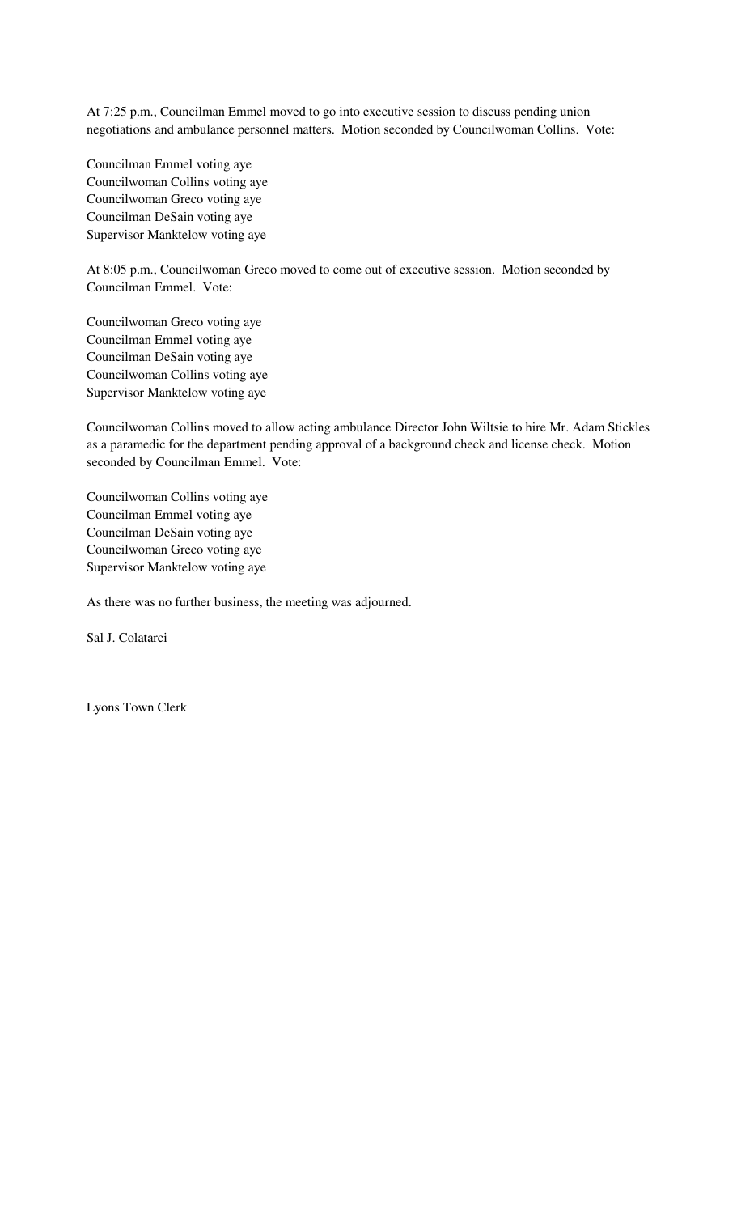At 7:25 p.m., Councilman Emmel moved to go into executive session to discuss pending union negotiations and ambulance personnel matters. Motion seconded by Councilwoman Collins. Vote:

Councilman Emmel voting aye
Councilwoman Collins voting aye
Councilwoman Greco voting aye
Councilman DeSain voting aye
Supervisor Manktelow voting aye

At 8:05 p.m., Councilwoman Greco moved to come out of executive session. Motion seconded by Councilman Emmel. Vote:

Councilwoman Greco voting aye
Councilman Emmel voting aye
Councilman DeSain voting aye
Councilwoman Collins voting aye
Supervisor Manktelow voting aye

Councilwoman Collins moved to allow acting ambulance Director John Wiltsie to hire Mr. Adam Stickles as a paramedic for the department pending approval of a background check and license check. Motion seconded by Councilman Emmel. Vote:

Councilwoman Collins voting aye
Councilman Emmel voting aye
Councilman DeSain voting aye
Councilwoman Greco voting aye
Supervisor Manktelow voting aye

As there was no further business, the meeting was adjourned.

Sal J. Colatarci

Lyons Town Clerk